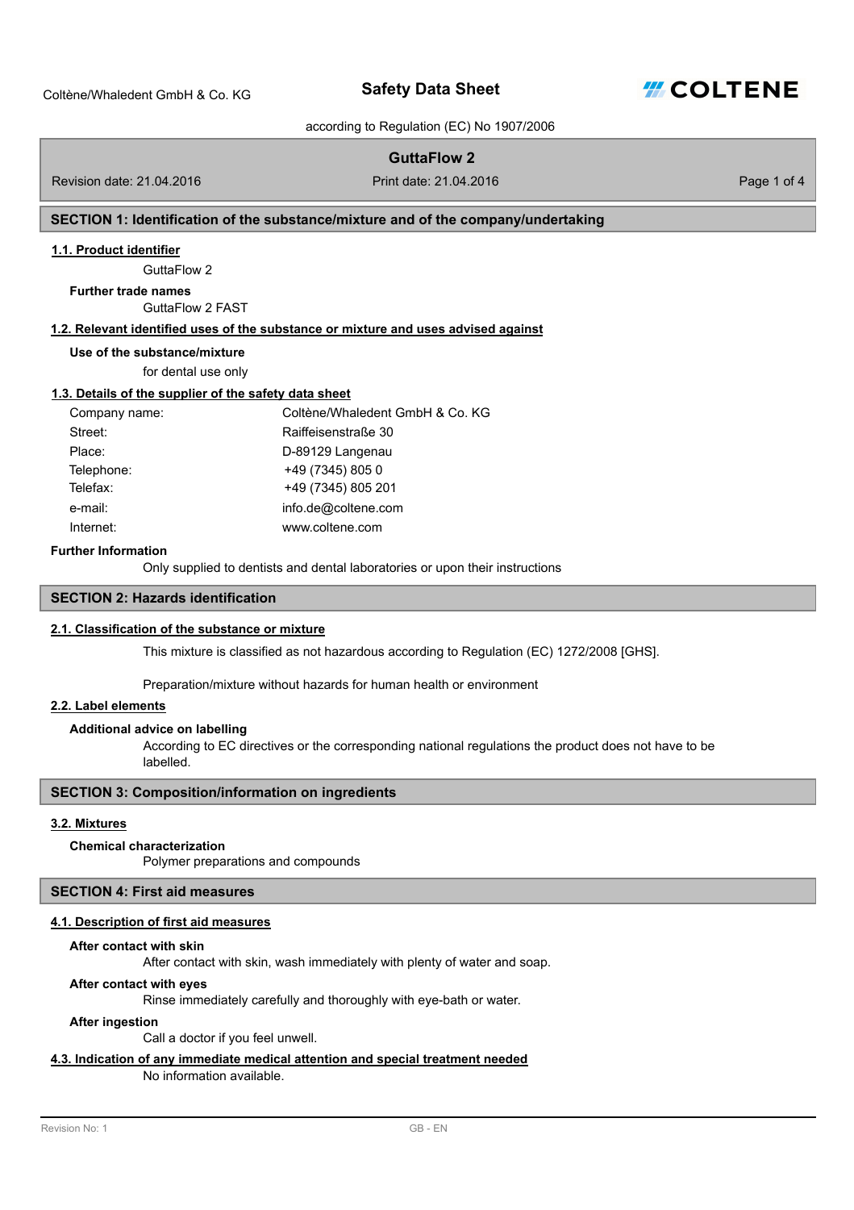# Safety Data Sheet

according to Regulation (EC) No 1907/2006

## GuttaFlow 2

Revision date: 21.04.2016 | Print date: 21.04.2016

## SECTION 1: Identification of the substance/mixture and of the company/undertaking

### 1.1. Product identifier

GuttaFlow 2

**Further trade names**

GuttaFlow 2 FAST

### 1.2. Relevant identified uses of the substance or mixture and uses advised against

**Use of the substance/mixture**

for dental use only

### 1.3. Details of the supplier of the safety data sheet

| | |
|---|---|
| Company name: | Coltène/Whaledent GmbH & Co. KG |
| Street: | Raiffeisenstraße 30 |
| Place: | D-89129 Langenau |
| Telephone: | +49 (7345) 805 0 |
| Telefax: | +49 (7345) 805 201 |
| e-mail: | info.de@coltene.com |
| Internet: | www.coltene.com |

**Further Information**

Only supplied to dentists and dental laboratories or upon their instructions

## SECTION 2: Hazards identification

### 2.1. Classification of the substance or mixture

This mixture is classified as not hazardous according to Regulation (EC) 1272/2008 [GHS].

Preparation/mixture without hazards for human health or environment

### 2.2. Label elements

**Additional advice on labelling**

According to EC directives or the corresponding national regulations the product does not have to be labelled.

## SECTION 3: Composition/information on ingredients

### 3.2. Mixtures

**Chemical characterization**

Polymer preparations and compounds

## SECTION 4: First aid measures

### 4.1. Description of first aid measures

**After contact with skin**

After contact with skin, wash immediately with plenty of water and soap.

**After contact with eyes**

Rinse immediately carefully and thoroughly with eye-bath or water.

**After ingestion**

Call a doctor if you feel unwell.

### 4.3. Indication of any immediate medical attention and special treatment needed

No information available.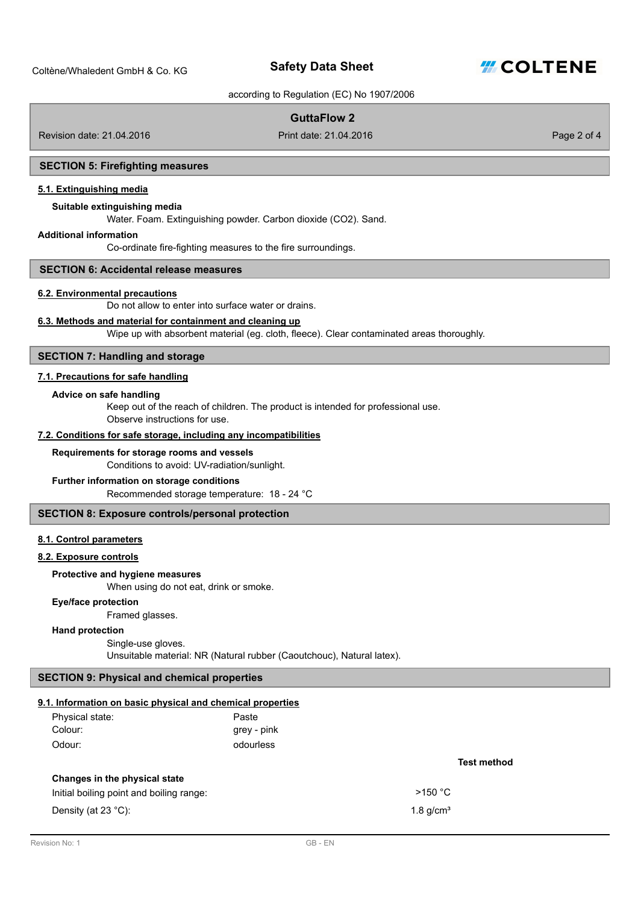## SECTION 5: Firefighting measures

### 5.1. Extinguishing media

**Suitable extinguishing media**

Water. Foam. Extinguishing powder. Carbon dioxide ($CO_2$). Sand.

**Additional information**

Co-ordinate fire-fighting measures to the fire surroundings.

## SECTION 6: Accidental release measures

### 6.2. Environmental precautions

Do not allow to enter into surface water or drains.

### 6.3. Methods and material for containment and cleaning up

Wipe up with absorbent material (eg. cloth, fleece). Clear contaminated areas thoroughly.

## SECTION 7: Handling and storage

### 7.1. Precautions for safe handling

**Advice on safe handling**

Keep out of the reach of children. The product is intended for professional use.
Observe instructions for use.

### 7.2. Conditions for safe storage, including any incompatibilities

**Requirements for storage rooms and vessels**

Conditions to avoid: UV-radiation/sunlight.

**Further information on storage conditions**

Recommended storage temperature: 18 - 24 °C

## SECTION 8: Exposure controls/personal protection

### 8.1. Control parameters

### 8.2. Exposure controls

**Protective and hygiene measures**

When using do not eat, drink or smoke.

**Eye/face protection**

Framed glasses.

**Hand protection**

Single-use gloves.
Unsuitable material: NR (Natural rubber (Caoutchouc), Natural latex).

## SECTION 9: Physical and chemical properties

### 9.1. Information on basic physical and chemical properties

| | |
|---|---|
| Physical state: | Paste |
| Colour: | grey - pink |
| Odour: | odourless |

| | | Test method |
|---|---|---|
| **Changes in the physical state** | | |
| Initial boiling point and boiling range: | >150 °C | |
| Density (at 23 °C): | 1.8 g/cm³ | |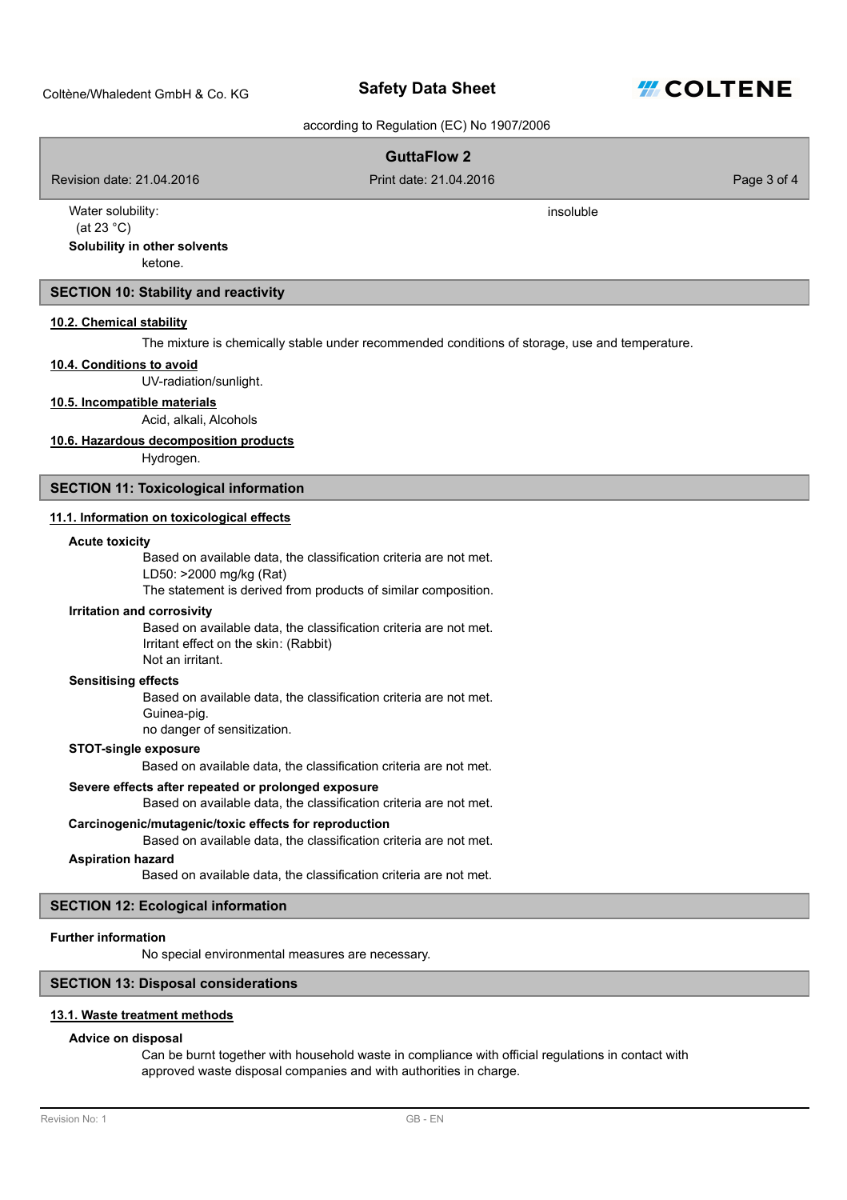Water solubility: (at 23 °C) insoluble

**Solubility in other solvents**

ketone.

## SECTION 10: Stability and reactivity

### 10.2. Chemical stability

The mixture is chemically stable under recommended conditions of storage, use and temperature.

### 10.4. Conditions to avoid

UV-radiation/sunlight.

### 10.5. Incompatible materials

Acid, alkali, Alcohols

### 10.6. Hazardous decomposition products

Hydrogen.

## SECTION 11: Toxicological information

### 11.1. Information on toxicological effects

**Acute toxicity**

Based on available data, the classification criteria are not met.
LD50: >2000 mg/kg (Rat)
The statement is derived from products of similar composition.

**Irritation and corrosivity**

Based on available data, the classification criteria are not met.
Irritant effect on the skin: (Rabbit)
Not an irritant.

**Sensitising effects**

Based on available data, the classification criteria are not met.
Guinea-pig.
no danger of sensitization.

**STOT-single exposure**

Based on available data, the classification criteria are not met.

**Severe effects after repeated or prolonged exposure**

Based on available data, the classification criteria are not met.

**Carcinogenic/mutagenic/toxic effects for reproduction**

Based on available data, the classification criteria are not met.

**Aspiration hazard**

Based on available data, the classification criteria are not met.

## SECTION 12: Ecological information

**Further information**

No special environmental measures are necessary.

## SECTION 13: Disposal considerations

### 13.1. Waste treatment methods

**Advice on disposal**

Can be burnt together with household waste in compliance with official regulations in contact with approved waste disposal companies and with authorities in charge.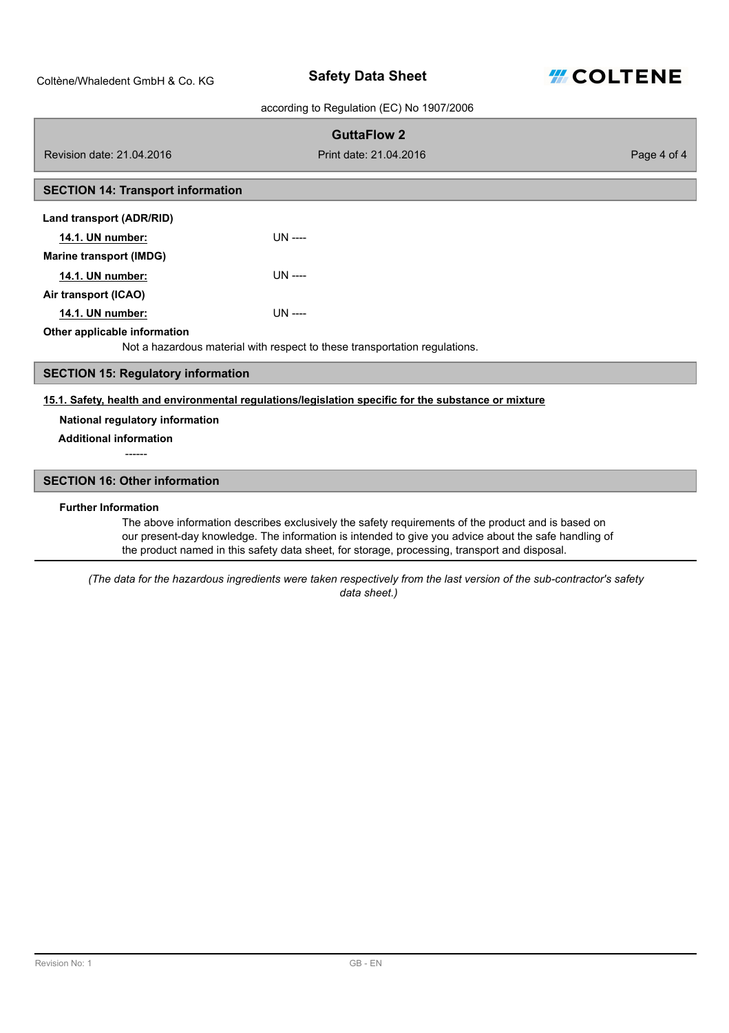## SECTION 14: Transport information

**Land transport (ADR/RID)**

**14.1. UN number:** UN ----

**Marine transport (IMDG)**

**14.1. UN number:** UN ----

**Air transport (ICAO)**

**14.1. UN number:** UN ----

**Other applicable information**

Not a hazardous material with respect to these transportation regulations.

## SECTION 15: Regulatory information

**15.1. Safety, health and environmental regulations/legislation specific for the substance or mixture**

**National regulatory information**

**Additional information**

------

## SECTION 16: Other information

**Further Information**

The above information describes exclusively the safety requirements of the product and is based on our present-day knowledge. The information is intended to give you advice about the safe handling of the product named in this safety data sheet, for storage, processing, transport and disposal.

*(The data for the hazardous ingredients were taken respectively from the last version of the sub-contractor's safety data sheet.)*